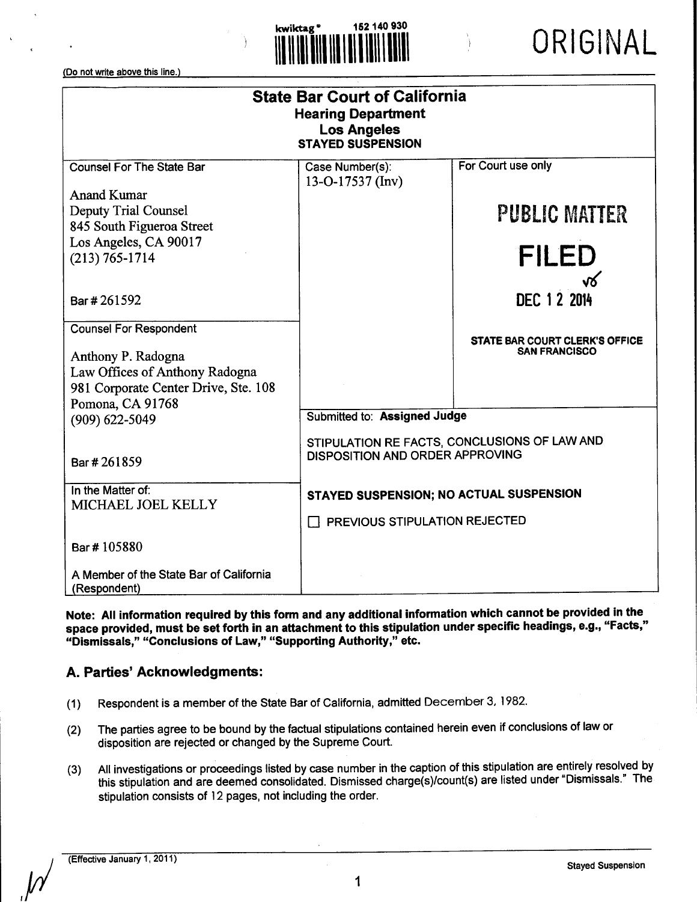kwiktag® 152 140 930

ORIGINAL

(Do not write above this line.)

# State Bar Court of California
## Hearing Department
## Los Angeles
### STAYED SUSPENSION

| Counsel For The State Bar | Case Number(s): | For Court use only |
|---|---|---|
| Anand Kumar<br>Deputy Trial Counsel<br>845 South Figueroa Street<br>Los Angeles, CA 90017<br>(213) 765-1714<br><br>Bar # 261592 | 13-O-17537 (Inv) | PUBLIC MATTER<br><br>FILED<br>DEC 12 2014<br><br>STATE BAR COURT CLERK'S OFFICE<br>SAN FRANCISCO |
| Counsel For Respondent<br><br>Anthony P. Radogna<br>Law Offices of Anthony Radogna<br>981 Corporate Center Drive, Ste. 108<br>Pomona, CA 91768<br>(909) 622-5049<br><br>Bar # 261859 | Submitted to: **Assigned Judge**<br><br>STIPULATION RE FACTS, CONCLUSIONS OF LAW AND DISPOSITION AND ORDER APPROVING | |
| In the Matter of:<br>MICHAEL JOEL KELLY<br><br>Bar # 105880<br><br>A Member of the State Bar of California<br>(Respondent) | **STAYED SUSPENSION; NO ACTUAL SUSPENSION**<br><br>☐ PREVIOUS STIPULATION REJECTED | |

**Note: All information required by this form and any additional information which cannot be provided in the space provided, must be set forth in an attachment to this stipulation under specific headings, e.g., "Facts," "Dismissals," "Conclusions of Law," "Supporting Authority," etc.**

## A. Parties' Acknowledgments:

(1) Respondent is a member of the State Bar of California, admitted December 3, 1982.

(2) The parties agree to be bound by the factual stipulations contained herein even if conclusions of law or disposition are rejected or changed by the Supreme Court.

(3) All investigations or proceedings listed by case number in the caption of this stipulation are entirely resolved by this stipulation and are deemed consolidated. Dismissed charge(s)/count(s) are listed under "Dismissals." The stipulation consists of 12 pages, not including the order.

(Effective January 1, 2011)

Stayed Suspension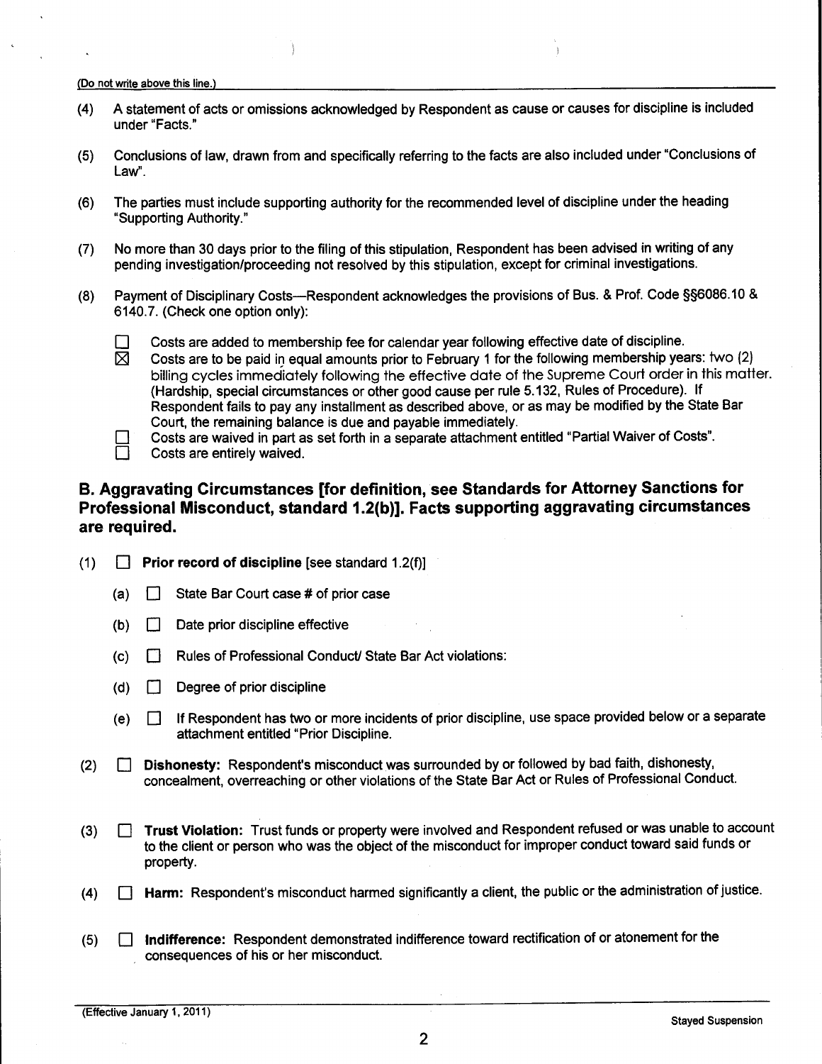(Do not write above this line.)

(4) A statement of acts or omissions acknowledged by Respondent as cause or causes for discipline is included under "Facts."

(5) Conclusions of law, drawn from and specifically referring to the facts are also included under "Conclusions of Law".

(6) The parties must include supporting authority for the recommended level of discipline under the heading "Supporting Authority."

(7) No more than 30 days prior to the filing of this stipulation, Respondent has been advised in writing of any pending investigation/proceeding not resolved by this stipulation, except for criminal investigations.

(8) Payment of Disciplinary Costs—Respondent acknowledges the provisions of Bus. & Prof. Code §§6086.10 & 6140.7. (Check one option only):

- ☐ Costs are added to membership fee for calendar year following effective date of discipline.
- ☒ Costs are to be paid in equal amounts prior to February 1 for the following membership years: two (2) billing cycles immediately following the effective date of the Supreme Court order in this matter. (Hardship, special circumstances or other good cause per rule 5.132, Rules of Procedure). If Respondent fails to pay any installment as described above, or as may be modified by the State Bar Court, the remaining balance is due and payable immediately.
- ☐ Costs are waived in part as set forth in a separate attachment entitled "Partial Waiver of Costs".
- ☐ Costs are entirely waived.

## B. Aggravating Circumstances [for definition, see Standards for Attorney Sanctions for Professional Misconduct, standard 1.2(b)]. Facts supporting aggravating circumstances are required.

(1) ☐ **Prior record of discipline** [see standard 1.2(f)]

- (a) ☐ State Bar Court case # of prior case
- (b) ☐ Date prior discipline effective
- (c) ☐ Rules of Professional Conduct/ State Bar Act violations:
- (d) ☐ Degree of prior discipline
- (e) ☐ If Respondent has two or more incidents of prior discipline, use space provided below or a separate attachment entitled "Prior Discipline.

(2) ☐ **Dishonesty:** Respondent's misconduct was surrounded by or followed by bad faith, dishonesty, concealment, overreaching or other violations of the State Bar Act or Rules of Professional Conduct.

(3) ☐ **Trust Violation:** Trust funds or property were involved and Respondent refused or was unable to account to the client or person who was the object of the misconduct for improper conduct toward said funds or property.

(4) ☐ **Harm:** Respondent's misconduct harmed significantly a client, the public or the administration of justice.

(5) ☐ **Indifference:** Respondent demonstrated indifference toward rectification of or atonement for the consequences of his or her misconduct.

(Effective January 1, 2011)

Stayed Suspension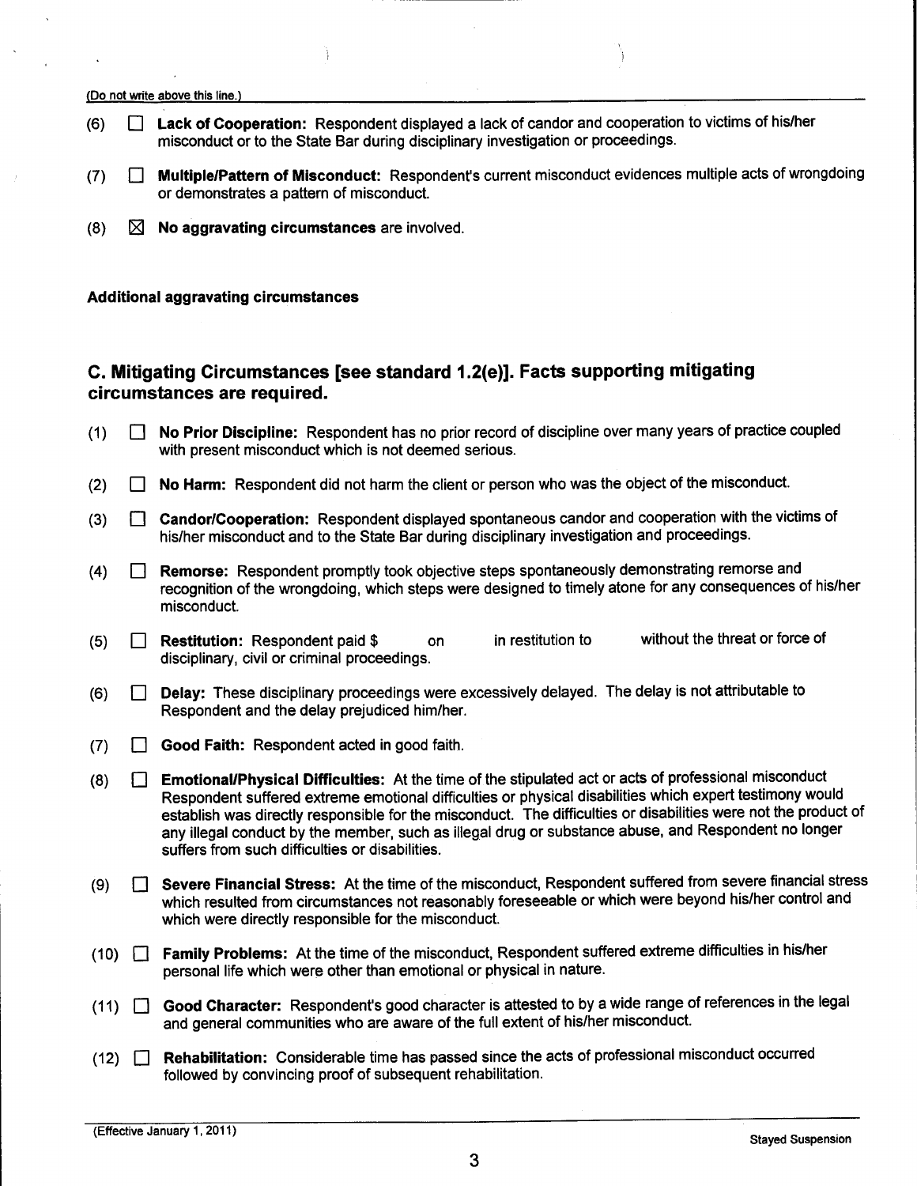(Do not write above this line.)

(6) ☐ **Lack of Cooperation:** Respondent displayed a lack of candor and cooperation to victims of his/her misconduct or to the State Bar during disciplinary investigation or proceedings.

(7) ☐ **Multiple/Pattern of Misconduct:** Respondent's current misconduct evidences multiple acts of wrongdoing or demonstrates a pattern of misconduct.

(8) ☒ **No aggravating circumstances** are involved.

**Additional aggravating circumstances**

## C. Mitigating Circumstances [see standard 1.2(e)]. Facts supporting mitigating circumstances are required.

(1) ☐ **No Prior Discipline:** Respondent has no prior record of discipline over many years of practice coupled with present misconduct which is not deemed serious.

(2) ☐ **No Harm:** Respondent did not harm the client or person who was the object of the misconduct.

(3) ☐ **Candor/Cooperation:** Respondent displayed spontaneous candor and cooperation with the victims of his/her misconduct and to the State Bar during disciplinary investigation and proceedings.

(4) ☐ **Remorse:** Respondent promptly took objective steps spontaneously demonstrating remorse and recognition of the wrongdoing, which steps were designed to timely atone for any consequences of his/her misconduct.

(5) ☐ **Restitution:** Respondent paid $ on in restitution to without the threat or force of disciplinary, civil or criminal proceedings.

(6) ☐ **Delay:** These disciplinary proceedings were excessively delayed. The delay is not attributable to Respondent and the delay prejudiced him/her.

(7) ☐ **Good Faith:** Respondent acted in good faith.

(8) ☐ **Emotional/Physical Difficulties:** At the time of the stipulated act or acts of professional misconduct Respondent suffered extreme emotional difficulties or physical disabilities which expert testimony would establish was directly responsible for the misconduct. The difficulties or disabilities were not the product of any illegal conduct by the member, such as illegal drug or substance abuse, and Respondent no longer suffers from such difficulties or disabilities.

(9) ☐ **Severe Financial Stress:** At the time of the misconduct, Respondent suffered from severe financial stress which resulted from circumstances not reasonably foreseeable or which were beyond his/her control and which were directly responsible for the misconduct.

(10) ☐ **Family Problems:** At the time of the misconduct, Respondent suffered extreme difficulties in his/her personal life which were other than emotional or physical in nature.

(11) ☐ **Good Character:** Respondent's good character is attested to by a wide range of references in the legal and general communities who are aware of the full extent of his/her misconduct.

(12) ☐ **Rehabilitation:** Considerable time has passed since the acts of professional misconduct occurred followed by convincing proof of subsequent rehabilitation.

(Effective January 1, 2011) Stayed Suspension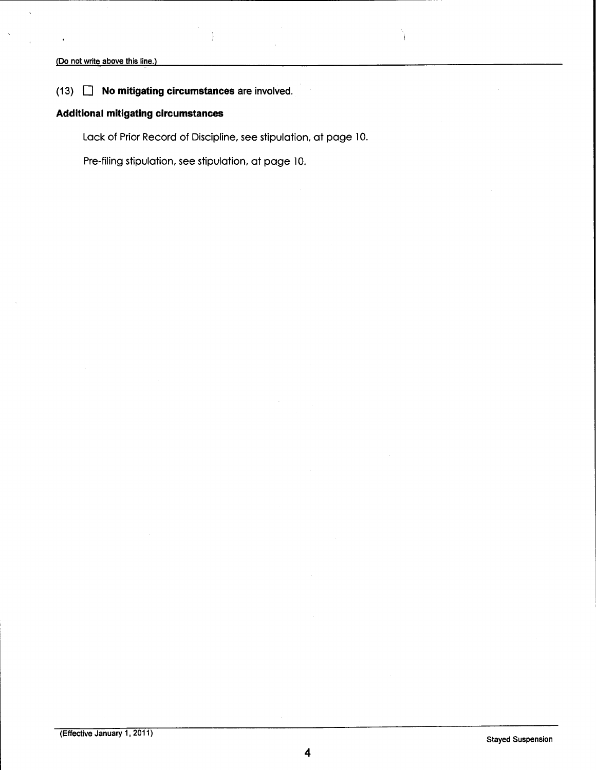(Do not write above this line.)

(13) ☐ **No mitigating circumstances** are involved.

**Additional mitigating circumstances**

Lack of Prior Record of Discipline, see stipulation, at page 10.

Pre-filing stipulation, see stipulation, at page 10.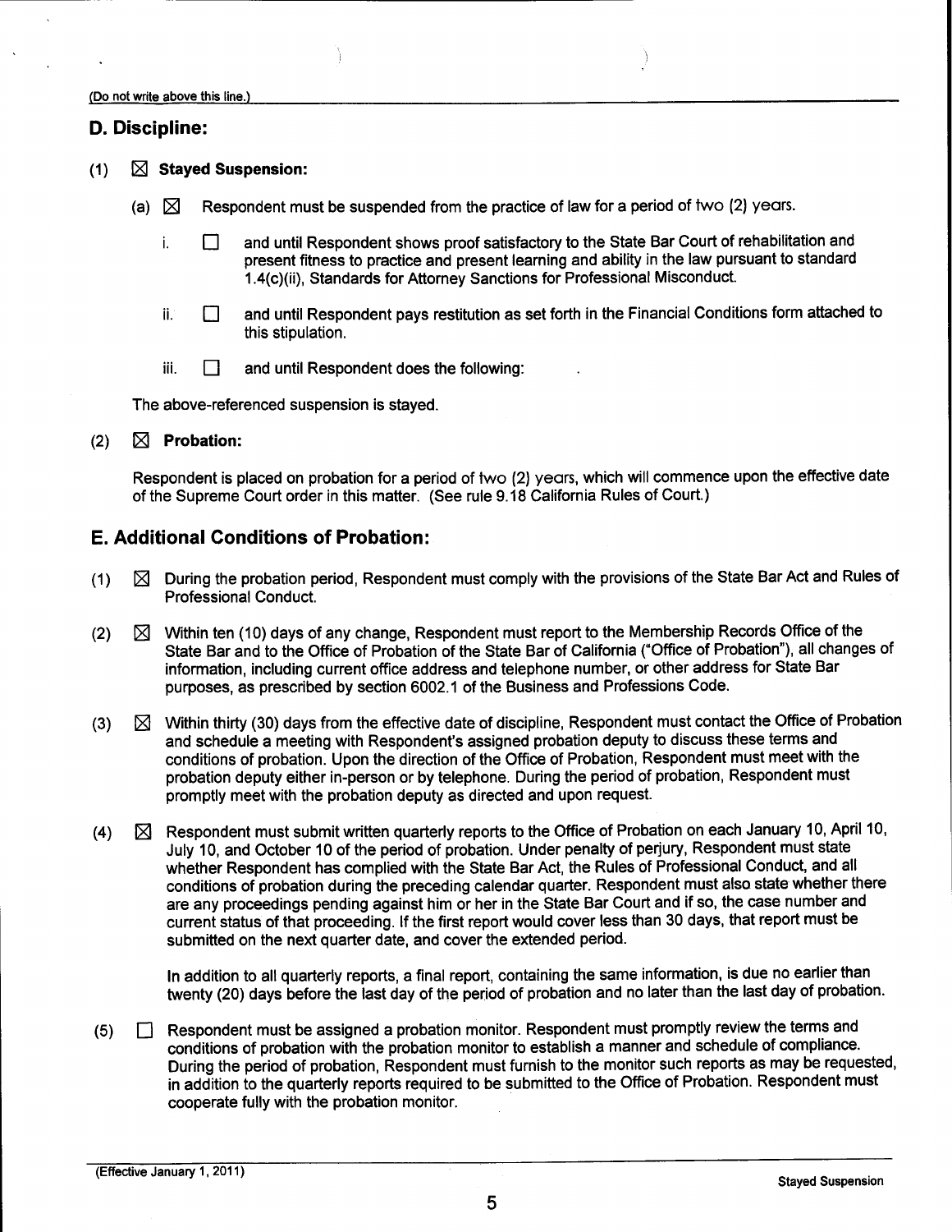(Do not write above this line.)

## D. Discipline:

(1) ☒ **Stayed Suspension:**

(a) ☒ Respondent must be suspended from the practice of law for a period of two (2) years.

i. ☐ and until Respondent shows proof satisfactory to the State Bar Court of rehabilitation and present fitness to practice and present learning and ability in the law pursuant to standard 1.4(c)(ii), Standards for Attorney Sanctions for Professional Misconduct.

ii. ☐ and until Respondent pays restitution as set forth in the Financial Conditions form attached to this stipulation.

iii. ☐ and until Respondent does the following:

The above-referenced suspension is stayed.

(2) ☒ **Probation:**

Respondent is placed on probation for a period of two (2) years, which will commence upon the effective date of the Supreme Court order in this matter. (See rule 9.18 California Rules of Court.)

## E. Additional Conditions of Probation:

(1) ☒ During the probation period, Respondent must comply with the provisions of the State Bar Act and Rules of Professional Conduct.

(2) ☒ Within ten (10) days of any change, Respondent must report to the Membership Records Office of the State Bar and to the Office of Probation of the State Bar of California ("Office of Probation"), all changes of information, including current office address and telephone number, or other address for State Bar purposes, as prescribed by section 6002.1 of the Business and Professions Code.

(3) ☒ Within thirty (30) days from the effective date of discipline, Respondent must contact the Office of Probation and schedule a meeting with Respondent's assigned probation deputy to discuss these terms and conditions of probation. Upon the direction of the Office of Probation, Respondent must meet with the probation deputy either in-person or by telephone. During the period of probation, Respondent must promptly meet with the probation deputy as directed and upon request.

(4) ☒ Respondent must submit written quarterly reports to the Office of Probation on each January 10, April 10, July 10, and October 10 of the period of probation. Under penalty of perjury, Respondent must state whether Respondent has complied with the State Bar Act, the Rules of Professional Conduct, and all conditions of probation during the preceding calendar quarter. Respondent must also state whether there are any proceedings pending against him or her in the State Bar Court and if so, the case number and current status of that proceeding. If the first report would cover less than 30 days, that report must be submitted on the next quarter date, and cover the extended period.

In addition to all quarterly reports, a final report, containing the same information, is due no earlier than twenty (20) days before the last day of the period of probation and no later than the last day of probation.

(5) ☐ Respondent must be assigned a probation monitor. Respondent must promptly review the terms and conditions of probation with the probation monitor to establish a manner and schedule of compliance. During the period of probation, Respondent must furnish to the monitor such reports as may be requested, in addition to the quarterly reports required to be submitted to the Office of Probation. Respondent must cooperate fully with the probation monitor.

(Effective January 1, 2011)

Stayed Suspension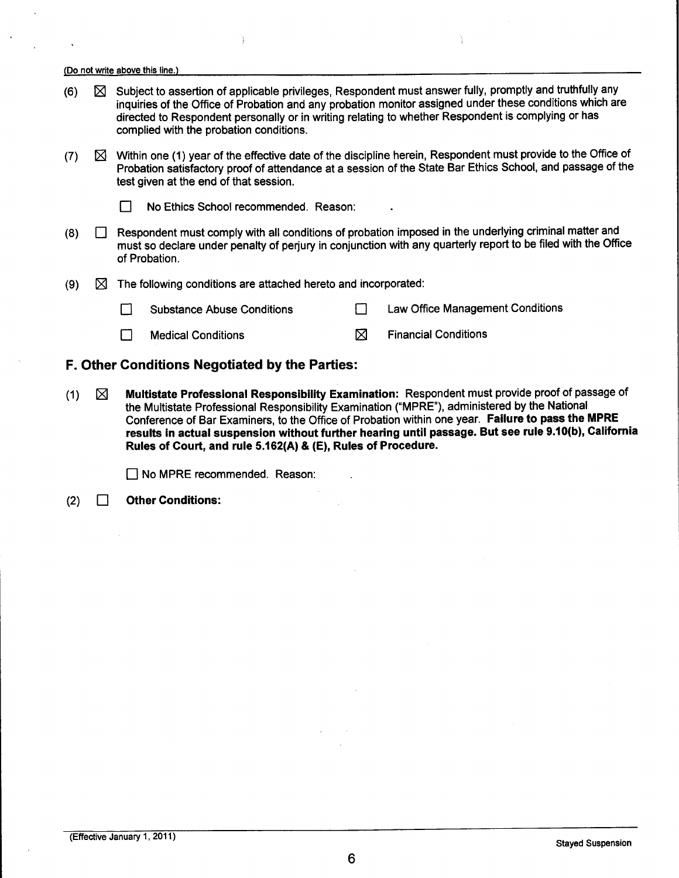(Do not write above this line.)

(6) ☒ Subject to assertion of applicable privileges, Respondent must answer fully, promptly and truthfully any inquiries of the Office of Probation and any probation monitor assigned under these conditions which are directed to Respondent personally or in writing relating to whether Respondent is complying or has complied with the probation conditions.

(7) ☒ Within one (1) year of the effective date of the discipline herein, Respondent must provide to the Office of Probation satisfactory proof of attendance at a session of the State Bar Ethics School, and passage of the test given at the end of that session.

☐ No Ethics School recommended. Reason: .

(8) ☐ Respondent must comply with all conditions of probation imposed in the underlying criminal matter and must so declare under penalty of perjury in conjunction with any quarterly report to be filed with the Office of Probation.

(9) ☒ The following conditions are attached hereto and incorporated:

| | | | |
|---|---|---|---|
| ☐ | Substance Abuse Conditions | ☐ | Law Office Management Conditions |
| ☐ | Medical Conditions | ☒ | Financial Conditions |

## F. Other Conditions Negotiated by the Parties:

(1) ☒ **Multistate Professional Responsibility Examination:** Respondent must provide proof of passage of the Multistate Professional Responsibility Examination ("MPRE"), administered by the National Conference of Bar Examiners, to the Office of Probation within one year. **Failure to pass the MPRE results in actual suspension without further hearing until passage. But see rule 9.10(b), California Rules of Court, and rule 5.162(A) & (E), Rules of Procedure.**

☐ No MPRE recommended. Reason: .

(2) ☐ **Other Conditions:**

(Effective January 1, 2011)

Stayed Suspension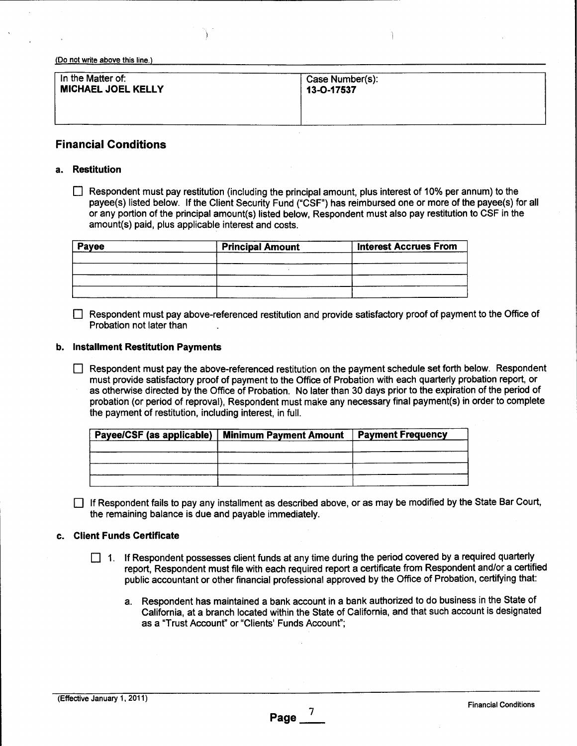(Do not write above this line.)

| In the Matter of: | Case Number(s): |
|---|---|
| **MICHAEL JOEL KELLY** | **13-O-17537** |

## Financial Conditions

### a. Restitution

☐ Respondent must pay restitution (including the principal amount, plus interest of 10% per annum) to the payee(s) listed below. If the Client Security Fund ("CSF") has reimbursed one or more of the payee(s) for all or any portion of the principal amount(s) listed below, Respondent must also pay restitution to CSF in the amount(s) paid, plus applicable interest and costs.

| Payee | Principal Amount | Interest Accrues From |
|---|---|---|
| | | |
| | | |
| | | |
| | | |

☐ Respondent must pay above-referenced restitution and provide satisfactory proof of payment to the Office of Probation not later than .

### b. Installment Restitution Payments

☐ Respondent must pay the above-referenced restitution on the payment schedule set forth below. Respondent must provide satisfactory proof of payment to the Office of Probation with each quarterly probation report, or as otherwise directed by the Office of Probation. No later than 30 days prior to the expiration of the period of probation (or period of reproval), Respondent must make any necessary final payment(s) in order to complete the payment of restitution, including interest, in full.

| Payee/CSF (as applicable) | Minimum Payment Amount | Payment Frequency |
|---|---|---|
| | | |
| | | |
| | | |
| | | |

☐ If Respondent fails to pay any installment as described above, or as may be modified by the State Bar Court, the remaining balance is due and payable immediately.

### c. Client Funds Certificate

☐ 1. If Respondent possesses client funds at any time during the period covered by a required quarterly report, Respondent must file with each required report a certificate from Respondent and/or a certified public accountant or other financial professional approved by the Office of Probation, certifying that:

a. Respondent has maintained a bank account in a bank authorized to do business in the State of California, at a branch located within the State of California, and that such account is designated as a "Trust Account" or "Clients' Funds Account";

(Effective January 1, 2011) Financial Conditions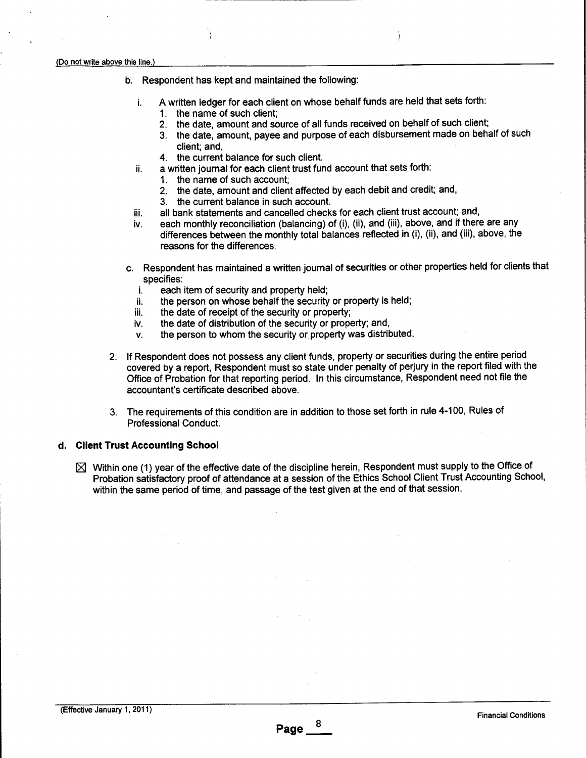b. Respondent has kept and maintained the following:

   i. A written ledger for each client on whose behalf funds are held that sets forth:
      1. the name of such client;
      2. the date, amount and source of all funds received on behalf of such client;
      3. the date, amount, payee and purpose of each disbursement made on behalf of such client; and,
      4. the current balance for such client.

   ii. a written journal for each client trust fund account that sets forth:
      1. the name of such account;
      2. the date, amount and client affected by each debit and credit; and,
      3. the current balance in such account.

   iii. all bank statements and cancelled checks for each client trust account; and,

   iv. each monthly reconciliation (balancing) of (i), (ii), and (iii), above, and if there are any differences between the monthly total balances reflected in (i), (ii), and (iii), above, the reasons for the differences.

c. Respondent has maintained a written journal of securities or other properties held for clients that specifies:
   i. each item of security and property held;
   ii. the person on whose behalf the security or property is held;
   iii. the date of receipt of the security or property;
   iv. the date of distribution of the security or property; and,
   v. the person to whom the security or property was distributed.

2. If Respondent does not possess any client funds, property or securities during the entire period covered by a report, Respondent must so state under penalty of perjury in the report filed with the Office of Probation for that reporting period. In this circumstance, Respondent need not file the accountant's certificate described above.

3. The requirements of this condition are in addition to those set forth in rule 4-100, Rules of Professional Conduct.

### d. Client Trust Accounting School

☒ Within one (1) year of the effective date of the discipline herein, Respondent must supply to the Office of Probation satisfactory proof of attendance at a session of the Ethics School Client Trust Accounting School, within the same period of time, and passage of the test given at the end of that session.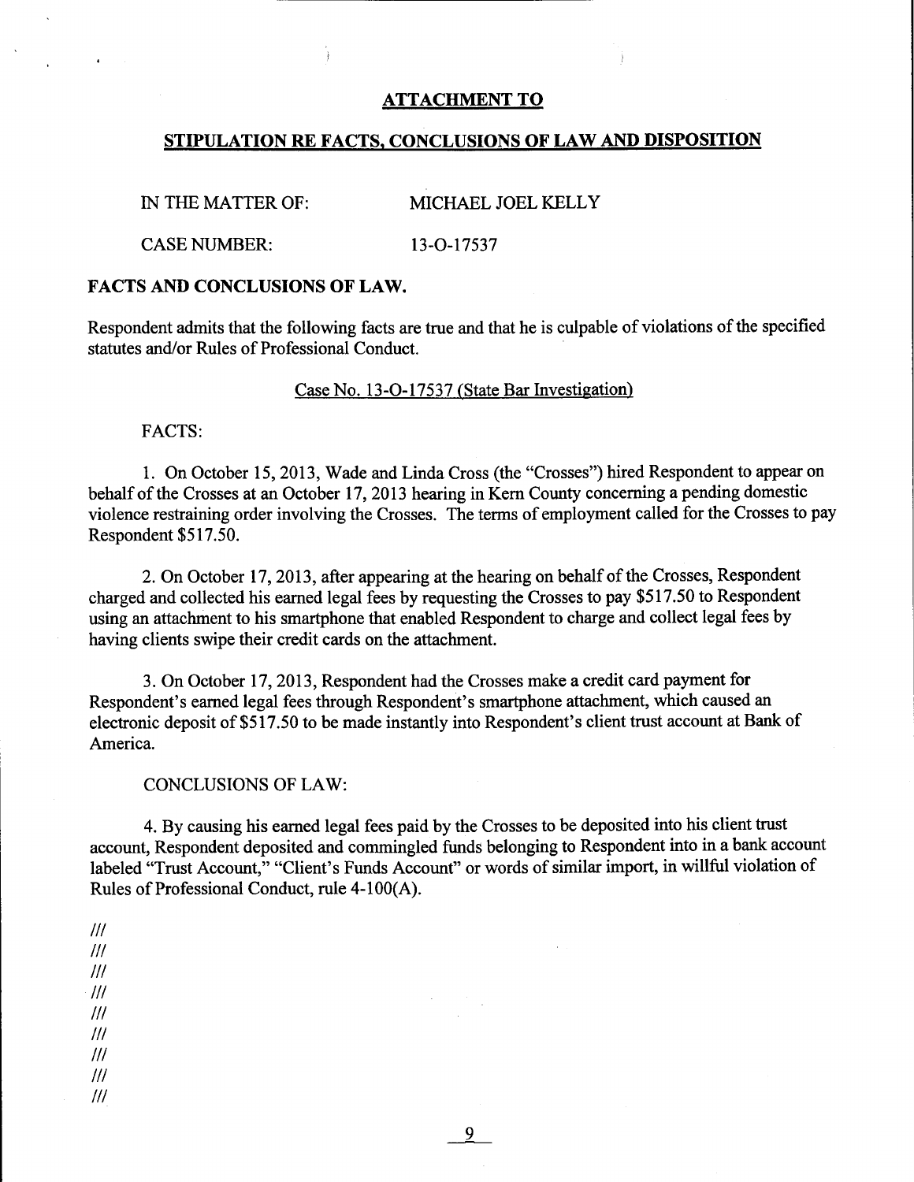# ATTACHMENT TO

## STIPULATION RE FACTS, CONCLUSIONS OF LAW AND DISPOSITION

IN THE MATTER OF: MICHAEL JOEL KELLY

CASE NUMBER: 13-O-17537

**FACTS AND CONCLUSIONS OF LAW.**

Respondent admits that the following facts are true and that he is culpable of violations of the specified statutes and/or Rules of Professional Conduct.

Case No. 13-O-17537 (State Bar Investigation)

FACTS:

1. On October 15, 2013, Wade and Linda Cross (the "Crosses") hired Respondent to appear on behalf of the Crosses at an October 17, 2013 hearing in Kern County concerning a pending domestic violence restraining order involving the Crosses. The terms of employment called for the Crosses to pay Respondent $517.50.

2. On October 17, 2013, after appearing at the hearing on behalf of the Crosses, Respondent charged and collected his earned legal fees by requesting the Crosses to pay $517.50 to Respondent using an attachment to his smartphone that enabled Respondent to charge and collect legal fees by having clients swipe their credit cards on the attachment.

3. On October 17, 2013, Respondent had the Crosses make a credit card payment for Respondent's earned legal fees through Respondent's smartphone attachment, which caused an electronic deposit of $517.50 to be made instantly into Respondent's client trust account at Bank of America.

CONCLUSIONS OF LAW:

4. By causing his earned legal fees paid by the Crosses to be deposited into his client trust account, Respondent deposited and commingled funds belonging to Respondent into in a bank account labeled "Trust Account," "Client's Funds Account" or words of similar import, in willful violation of Rules of Professional Conduct, rule 4-100(A).

///
///
///
///
///
///
///
///
///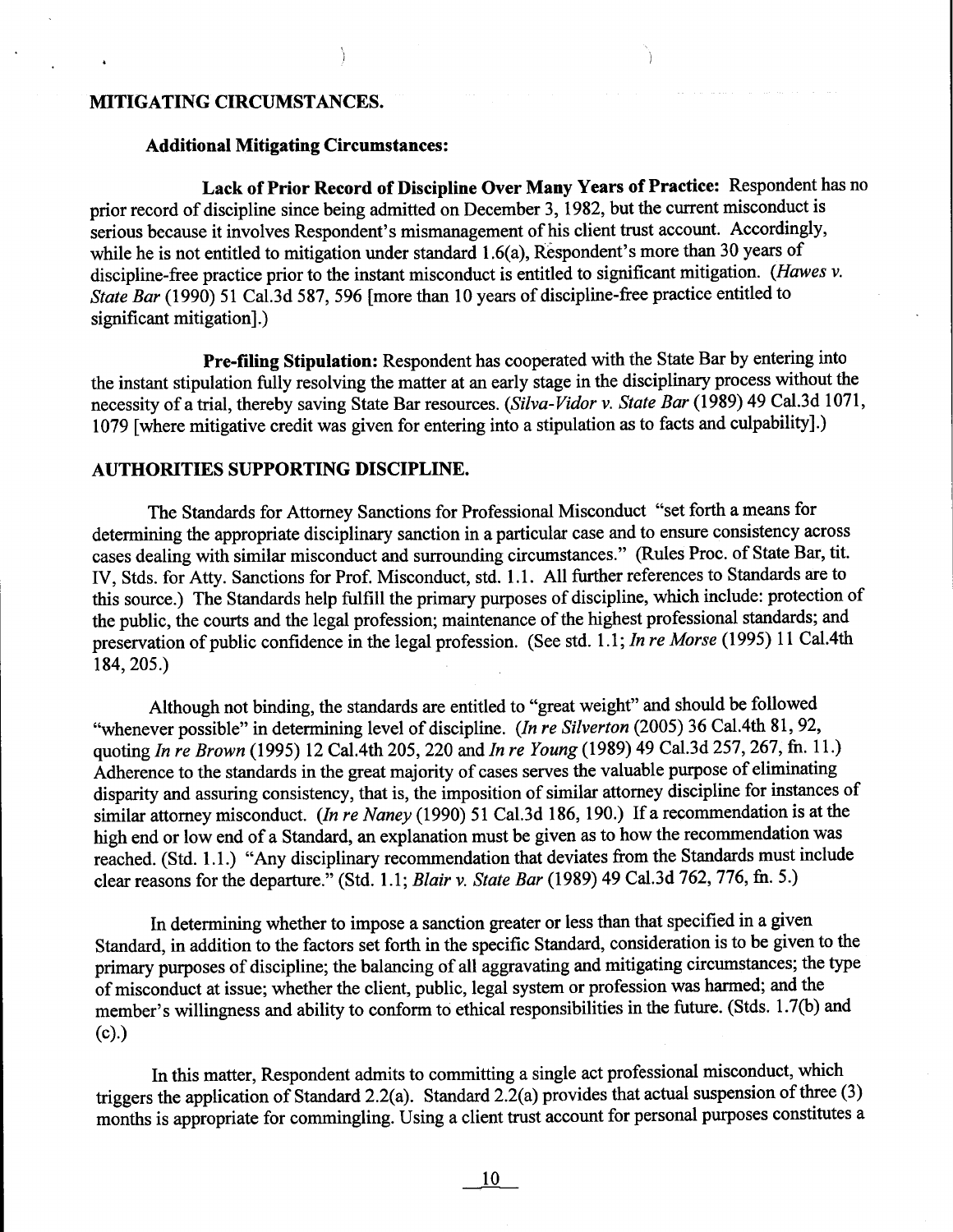## MITIGATING CIRCUMSTANCES.

### Additional Mitigating Circumstances:

**Lack of Prior Record of Discipline Over Many Years of Practice:** Respondent has no prior record of discipline since being admitted on December 3, 1982, but the current misconduct is serious because it involves Respondent's mismanagement of his client trust account. Accordingly, while he is not entitled to mitigation under standard 1.6(a), Respondent's more than 30 years of discipline-free practice prior to the instant misconduct is entitled to significant mitigation. (*Hawes v. State Bar* (1990) 51 Cal.3d 587, 596 [more than 10 years of discipline-free practice entitled to significant mitigation].)

**Pre-filing Stipulation:** Respondent has cooperated with the State Bar by entering into the instant stipulation fully resolving the matter at an early stage in the disciplinary process without the necessity of a trial, thereby saving State Bar resources. (*Silva-Vidor v. State Bar* (1989) 49 Cal.3d 1071, 1079 [where mitigative credit was given for entering into a stipulation as to facts and culpability].)

## AUTHORITIES SUPPORTING DISCIPLINE.

The Standards for Attorney Sanctions for Professional Misconduct "set forth a means for determining the appropriate disciplinary sanction in a particular case and to ensure consistency across cases dealing with similar misconduct and surrounding circumstances." (Rules Proc. of State Bar, tit. IV, Stds. for Atty. Sanctions for Prof. Misconduct, std. 1.1. All further references to Standards are to this source.) The Standards help fulfill the primary purposes of discipline, which include: protection of the public, the courts and the legal profession; maintenance of the highest professional standards; and preservation of public confidence in the legal profession. (See std. 1.1; *In re Morse* (1995) 11 Cal.4th 184, 205.)

Although not binding, the standards are entitled to "great weight" and should be followed "whenever possible" in determining level of discipline. (*In re Silverton* (2005) 36 Cal.4th 81, 92, quoting *In re Brown* (1995) 12 Cal.4th 205, 220 and *In re Young* (1989) 49 Cal.3d 257, 267, fn. 11.) Adherence to the standards in the great majority of cases serves the valuable purpose of eliminating disparity and assuring consistency, that is, the imposition of similar attorney discipline for instances of similar attorney misconduct. (*In re Naney* (1990) 51 Cal.3d 186, 190.) If a recommendation is at the high end or low end of a Standard, an explanation must be given as to how the recommendation was reached. (Std. 1.1.) "Any disciplinary recommendation that deviates from the Standards must include clear reasons for the departure." (Std. 1.1; *Blair v. State Bar* (1989) 49 Cal.3d 762, 776, fn. 5.)

In determining whether to impose a sanction greater or less than that specified in a given Standard, in addition to the factors set forth in the specific Standard, consideration is to be given to the primary purposes of discipline; the balancing of all aggravating and mitigating circumstances; the type of misconduct at issue; whether the client, public, legal system or profession was harmed; and the member's willingness and ability to conform to ethical responsibilities in the future. (Stds. 1.7(b) and (c).)

In this matter, Respondent admits to committing a single act professional misconduct, which triggers the application of Standard 2.2(a). Standard 2.2(a) provides that actual suspension of three (3) months is appropriate for commingling. Using a client trust account for personal purposes constitutes a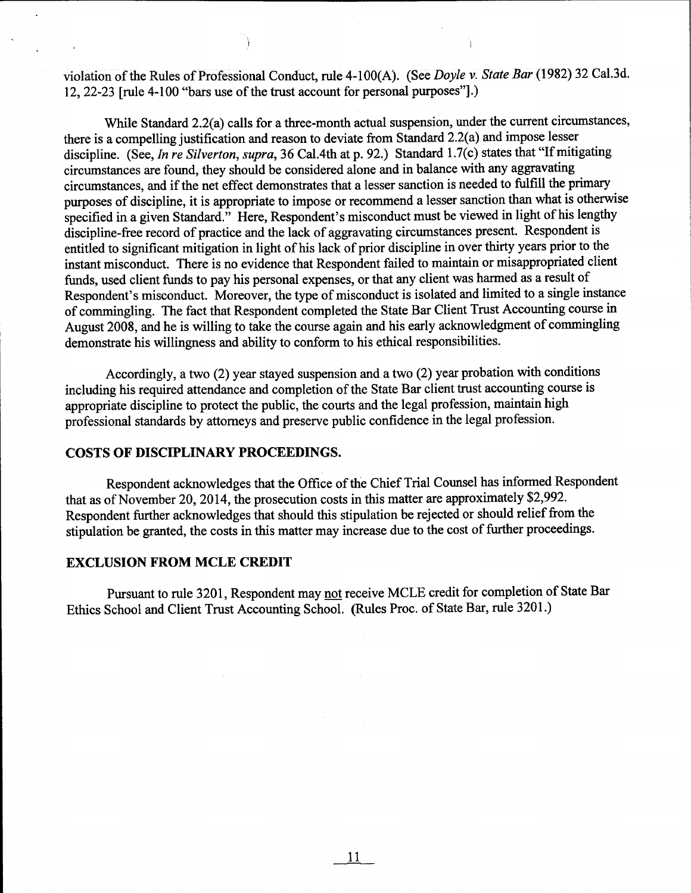violation of the Rules of Professional Conduct, rule 4-100(A). (See *Doyle v. State Bar* (1982) 32 Cal.3d. 12, 22-23 [rule 4-100 "bars use of the trust account for personal purposes"].)

While Standard 2.2(a) calls for a three-month actual suspension, under the current circumstances, there is a compelling justification and reason to deviate from Standard 2.2(a) and impose lesser discipline. (See, *In re Silverton, supra*, 36 Cal.4th at p. 92.) Standard 1.7(c) states that "If mitigating circumstances are found, they should be considered alone and in balance with any aggravating circumstances, and if the net effect demonstrates that a lesser sanction is needed to fulfill the primary purposes of discipline, it is appropriate to impose or recommend a lesser sanction than what is otherwise specified in a given Standard." Here, Respondent's misconduct must be viewed in light of his lengthy discipline-free record of practice and the lack of aggravating circumstances present. Respondent is entitled to significant mitigation in light of his lack of prior discipline in over thirty years prior to the instant misconduct. There is no evidence that Respondent failed to maintain or misappropriated client funds, used client funds to pay his personal expenses, or that any client was harmed as a result of Respondent's misconduct. Moreover, the type of misconduct is isolated and limited to a single instance of commingling. The fact that Respondent completed the State Bar Client Trust Accounting course in August 2008, and he is willing to take the course again and his early acknowledgment of commingling demonstrate his willingness and ability to conform to his ethical responsibilities.

Accordingly, a two (2) year stayed suspension and a two (2) year probation with conditions including his required attendance and completion of the State Bar client trust accounting course is appropriate discipline to protect the public, the courts and the legal profession, maintain high professional standards by attorneys and preserve public confidence in the legal profession.

## COSTS OF DISCIPLINARY PROCEEDINGS.

Respondent acknowledges that the Office of the Chief Trial Counsel has informed Respondent that as of November 20, 2014, the prosecution costs in this matter are approximately $2,992. Respondent further acknowledges that should this stipulation be rejected or should relief from the stipulation be granted, the costs in this matter may increase due to the cost of further proceedings.

## EXCLUSION FROM MCLE CREDIT

Pursuant to rule 3201, Respondent may not receive MCLE credit for completion of State Bar Ethics School and Client Trust Accounting School. (Rules Proc. of State Bar, rule 3201.)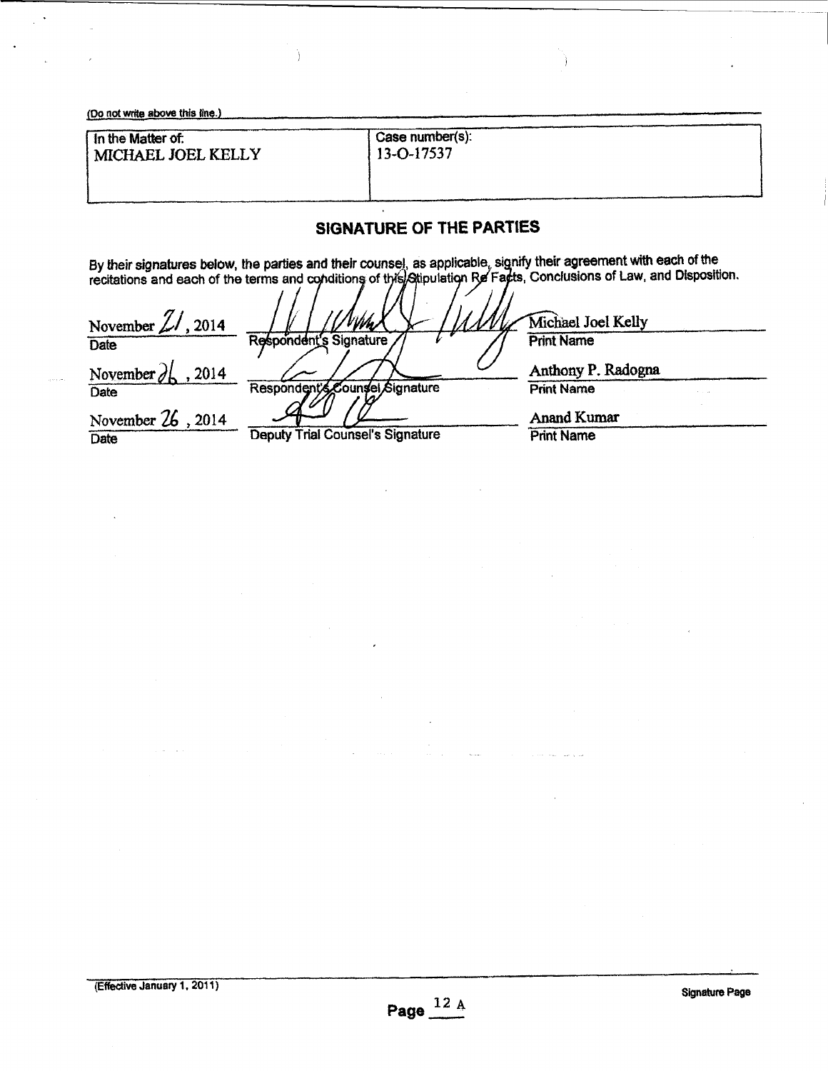(Do not write above this line.)

| In the Matter of: | Case number(s): |
|---|---|
| MICHAEL JOEL KELLY | 13-O-17537 |

## SIGNATURE OF THE PARTIES

By their signatures below, the parties and their counsel, as applicable, signify their agreement with each of the recitations and each of the terms and conditions of this Stipulation Re Facts, Conclusions of Law, and Disposition.

| Date | Signature | Print Name |
|---|---|---|
| November 21, 2014 | Respondent's Signature | Michael Joel Kelly |
| November 26, 2014 | Respondent's Counsel Signature | Anthony P. Radogna |
| November 26, 2014 | Deputy Trial Counsel's Signature | Anand Kumar |

(Effective January 1, 2011)

Signature Page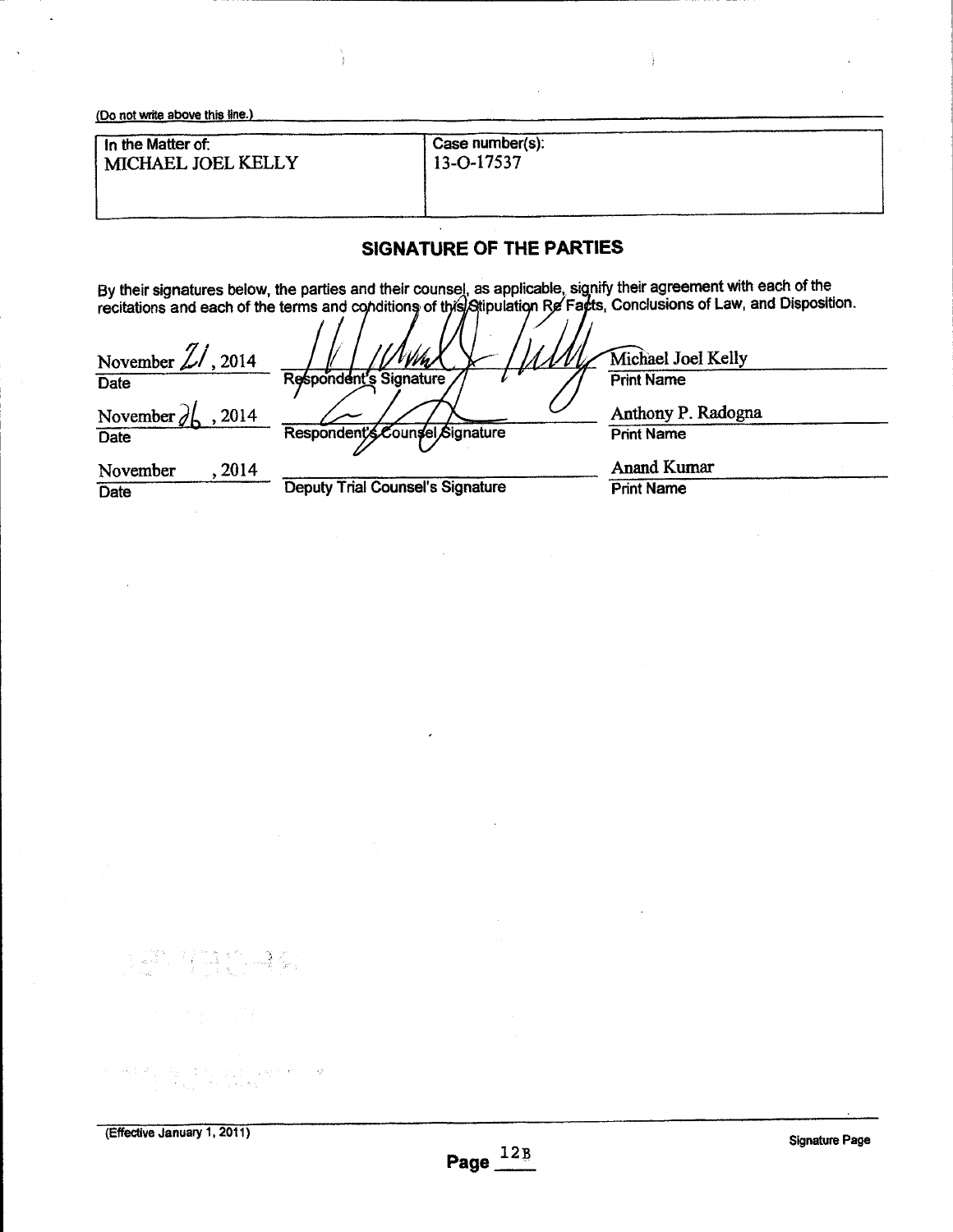(Do not write above this line.)

| In the Matter of: MICHAEL JOEL KELLY | Case number(s): 13-O-17537 |
|---|---|

## SIGNATURE OF THE PARTIES

By their signatures below, the parties and their counsel, as applicable, signify their agreement with each of the recitations and each of the terms and conditions of this Stipulation Re Facts, Conclusions of Law, and Disposition.

| Date | Signature | Print Name |
|---|---|---|
| November 21, 2014 | Respondent's Signature | Michael Joel Kelly |
| November 26, 2014 | Respondent's Counsel Signature | Anthony P. Radogna |
| November , 2014 | Deputy Trial Counsel's Signature | Anand Kumar |

(Effective January 1, 2011)

Signature Page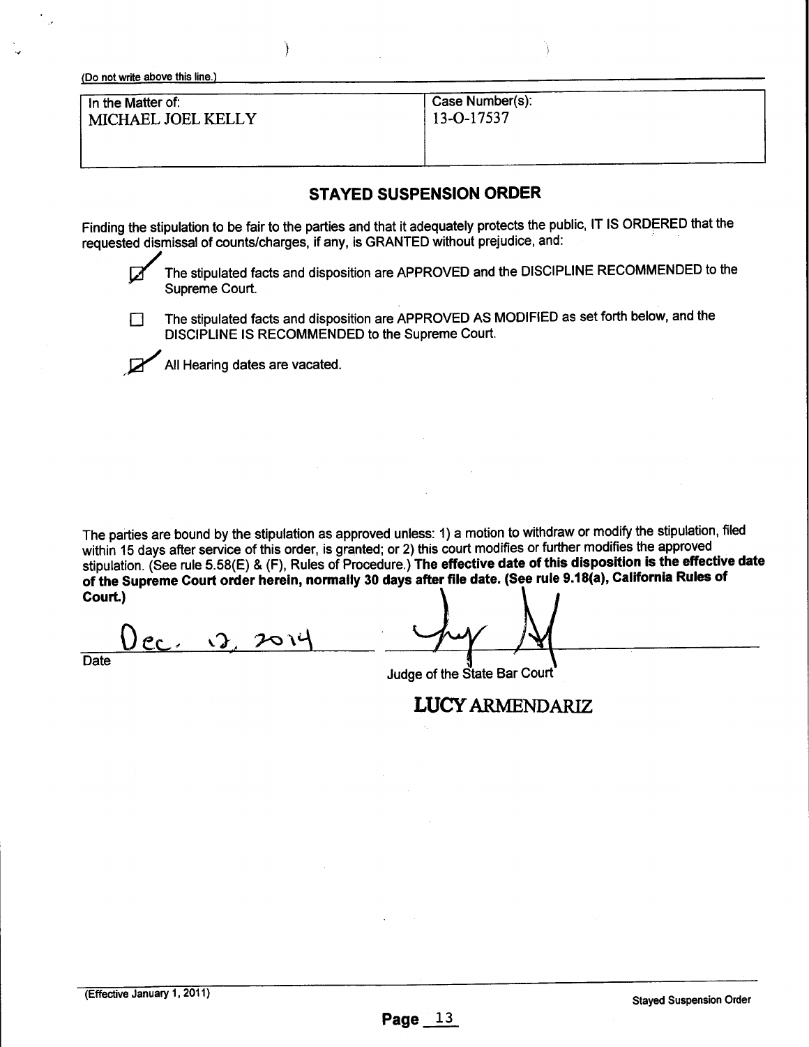(Do not write above this line.)

| In the Matter of: MICHAEL JOEL KELLY | Case Number(s): 13-O-17537 |
|---|---|

## STAYED SUSPENSION ORDER

Finding the stipulation to be fair to the parties and that it adequately protects the public, IT IS ORDERED that the requested dismissal of counts/charges, if any, is GRANTED without prejudice, and:

☑ The stipulated facts and disposition are APPROVED and the DISCIPLINE RECOMMENDED to the Supreme Court.

☐ The stipulated facts and disposition are APPROVED AS MODIFIED as set forth below, and the DISCIPLINE IS RECOMMENDED to the Supreme Court.

☑ All Hearing dates are vacated.

The parties are bound by the stipulation as approved unless: 1) a motion to withdraw or modify the stipulation, filed within 15 days after service of this order, is granted; or 2) this court modifies or further modifies the approved stipulation. (See rule 5.58(E) & (F), Rules of Procedure.) **The effective date of this disposition is the effective date of the Supreme Court order herein, normally 30 days after file date. (See rule 9.18(a), California Rules of Court.)**

Dec. 12, 2014
Date

Judge of the State Bar Court

**LUCY ARMENDARIZ**

(Effective January 1, 2011) Stayed Suspension Order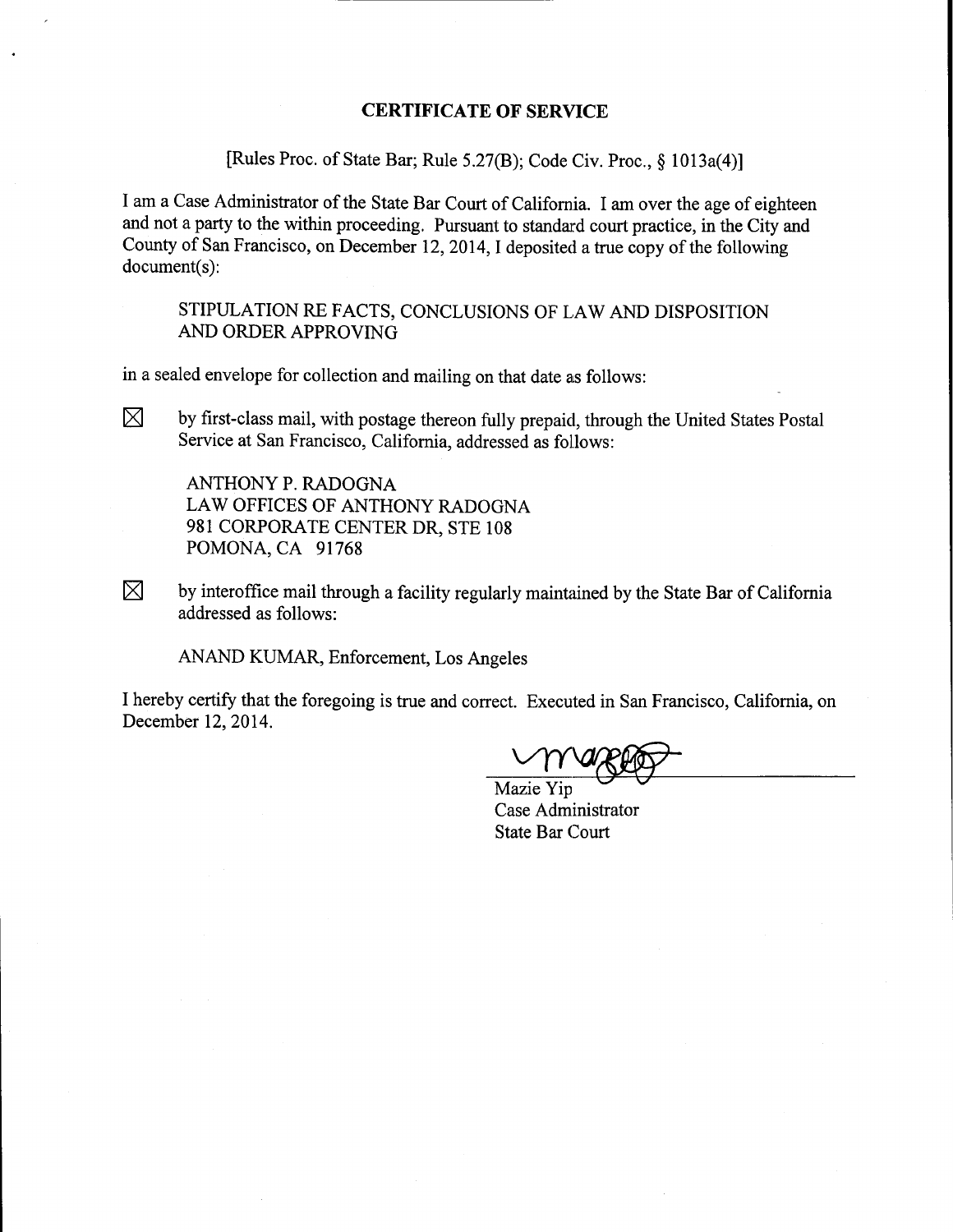# CERTIFICATE OF SERVICE

[Rules Proc. of State Bar; Rule 5.27(B); Code Civ. Proc., § 1013a(4)]

I am a Case Administrator of the State Bar Court of California. I am over the age of eighteen and not a party to the within proceeding. Pursuant to standard court practice, in the City and County of San Francisco, on December 12, 2014, I deposited a true copy of the following document(s):

STIPULATION RE FACTS, CONCLUSIONS OF LAW AND DISPOSITION AND ORDER APPROVING

in a sealed envelope for collection and mailing on that date as follows:

☒ by first-class mail, with postage thereon fully prepaid, through the United States Postal Service at San Francisco, California, addressed as follows:

ANTHONY P. RADOGNA
LAW OFFICES OF ANTHONY RADOGNA
981 CORPORATE CENTER DR, STE 108
POMONA, CA 91768

☒ by interoffice mail through a facility regularly maintained by the State Bar of California addressed as follows:

ANAND KUMAR, Enforcement, Los Angeles

I hereby certify that the foregoing is true and correct. Executed in San Francisco, California, on December 12, 2014.

Mazie Yip
Case Administrator
State Bar Court